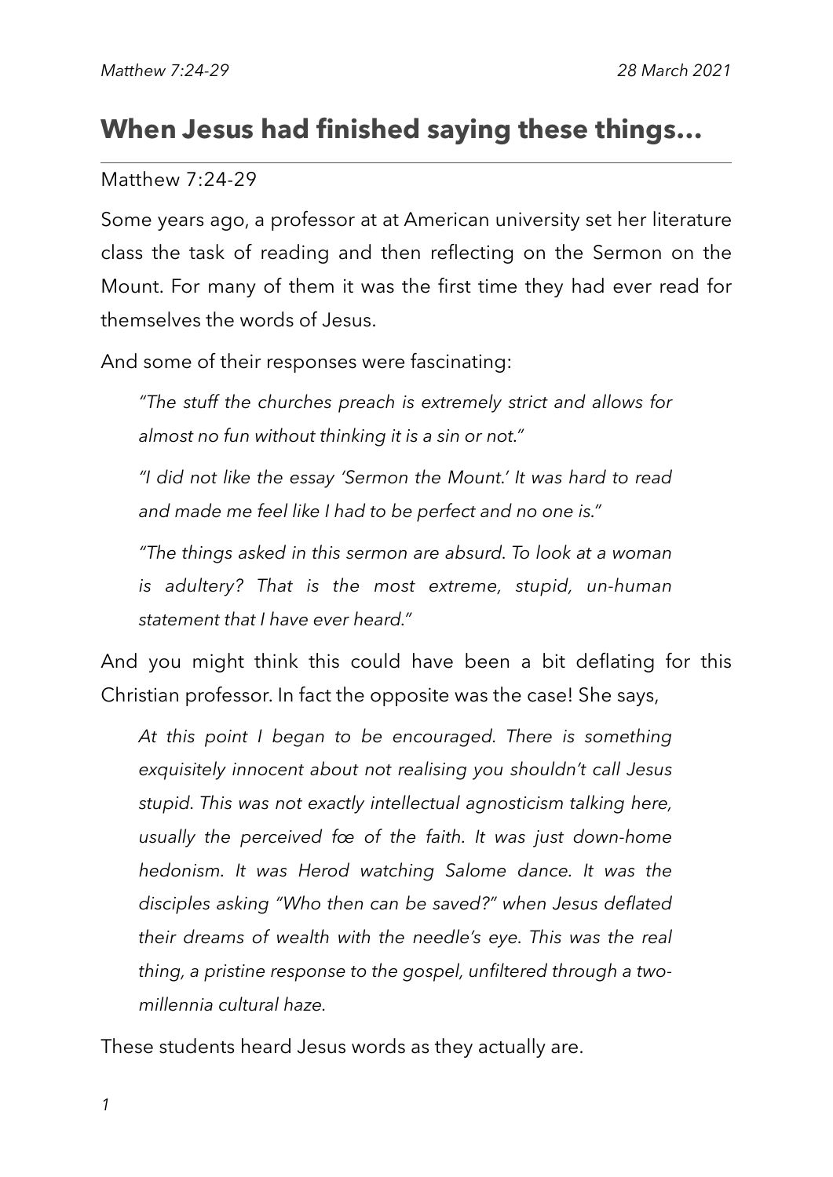# When Jesus had finished saying these things…

Matthew 7:24-29

Some years ago, a professor at at American university set her literature class the task of reading and then reflecting on the Sermon on the Mount. For many of them it was the first time they had ever read for themselves the words of Jesus.

And some of their responses were fascinating:

> *"The stuff the churches preach is extremely strict and allows for almost no fun without thinking it is a sin or not."*
>
> *"I did not like the essay 'Sermon the Mount.' It was hard to read and made me feel like I had to be perfect and no one is."*
>
> *"The things asked in this sermon are absurd. To look at a woman is adultery? That is the most extreme, stupid, un-human statement that I have ever heard."*

And you might think this could have been a bit deflating for this Christian professor. In fact the opposite was the case! She says,

> *At this point I began to be encouraged. There is something exquisitely innocent about not realising you shouldn't call Jesus stupid. This was not exactly intellectual agnosticism talking here, usually the perceived fœ of the faith. It was just down-home hedonism. It was Herod watching Salome dance. It was the disciples asking "Who then can be saved?" when Jesus deflated their dreams of wealth with the needle's eye. This was the real thing, a pristine response to the gospel, unfiltered through a two-millennia cultural haze.*

These students heard Jesus words as they actually are.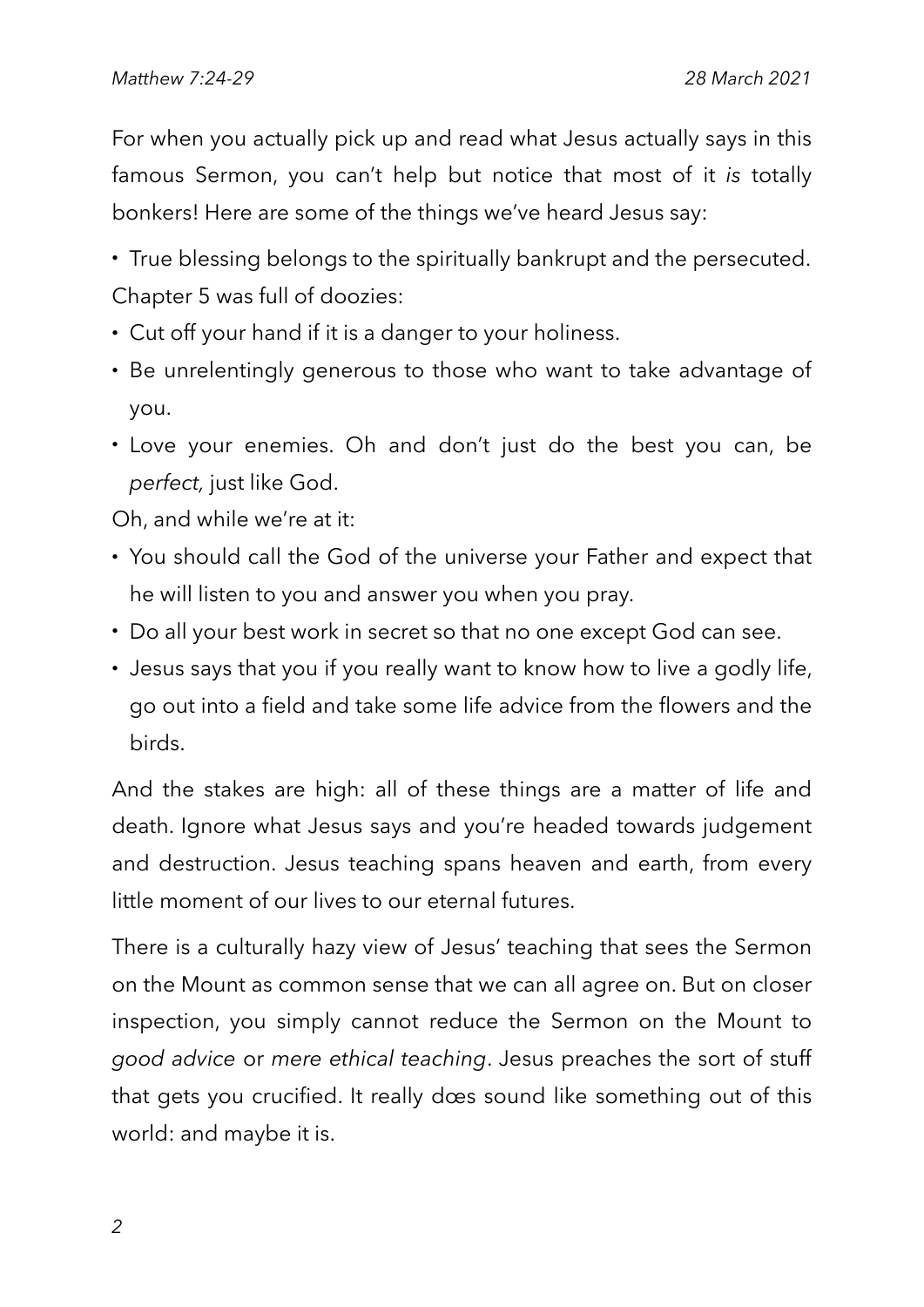For when you actually pick up and read what Jesus actually says in this famous Sermon, you can't help but notice that most of it *is* totally bonkers! Here are some of the things we've heard Jesus say:

- True blessing belongs to the spiritually bankrupt and the persecuted.

Chapter 5 was full of doozies:

- Cut off your hand if it is a danger to your holiness.
- Be unrelentingly generous to those who want to take advantage of you.
- Love your enemies. Oh and don't just do the best you can, be *perfect,* just like God.

Oh, and while we're at it:

- You should call the God of the universe your Father and expect that he will listen to you and answer you when you pray.
- Do all your best work in secret so that no one except God can see.
- Jesus says that you if you really want to know how to live a godly life, go out into a field and take some life advice from the flowers and the birds.

And the stakes are high: all of these things are a matter of life and death. Ignore what Jesus says and you're headed towards judgement and destruction. Jesus teaching spans heaven and earth, from every little moment of our lives to our eternal futures.

There is a culturally hazy view of Jesus' teaching that sees the Sermon on the Mount as common sense that we can all agree on. But on closer inspection, you simply cannot reduce the Sermon on the Mount to *good advice* or *mere ethical teaching*. Jesus preaches the sort of stuff that gets you crucified. It really dœs sound like something out of this world: and maybe it is.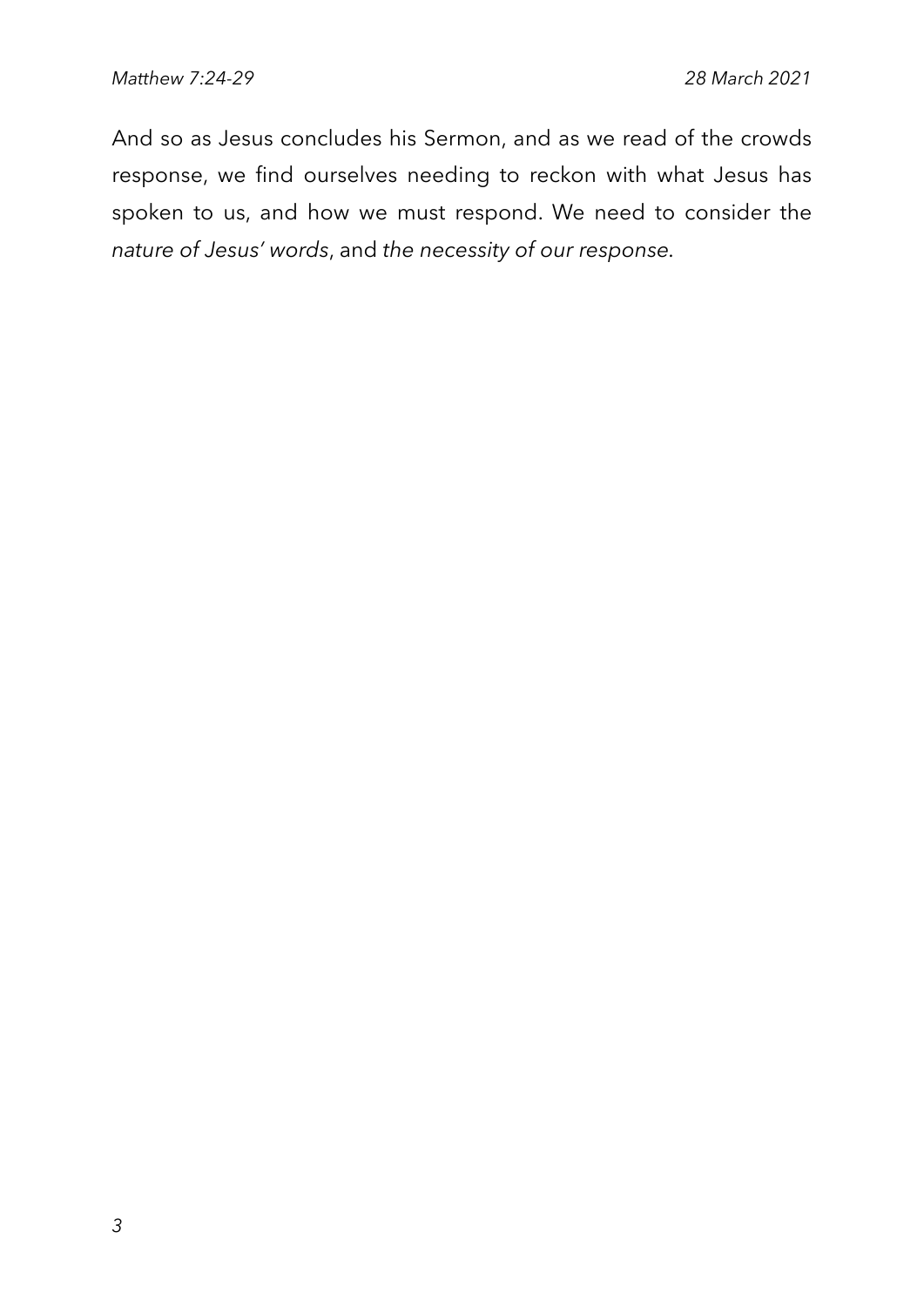And so as Jesus concludes his Sermon, and as we read of the crowds response, we find ourselves needing to reckon with what Jesus has spoken to us, and how we must respond. We need to consider the *nature of Jesus' words*, and *the necessity of our response*.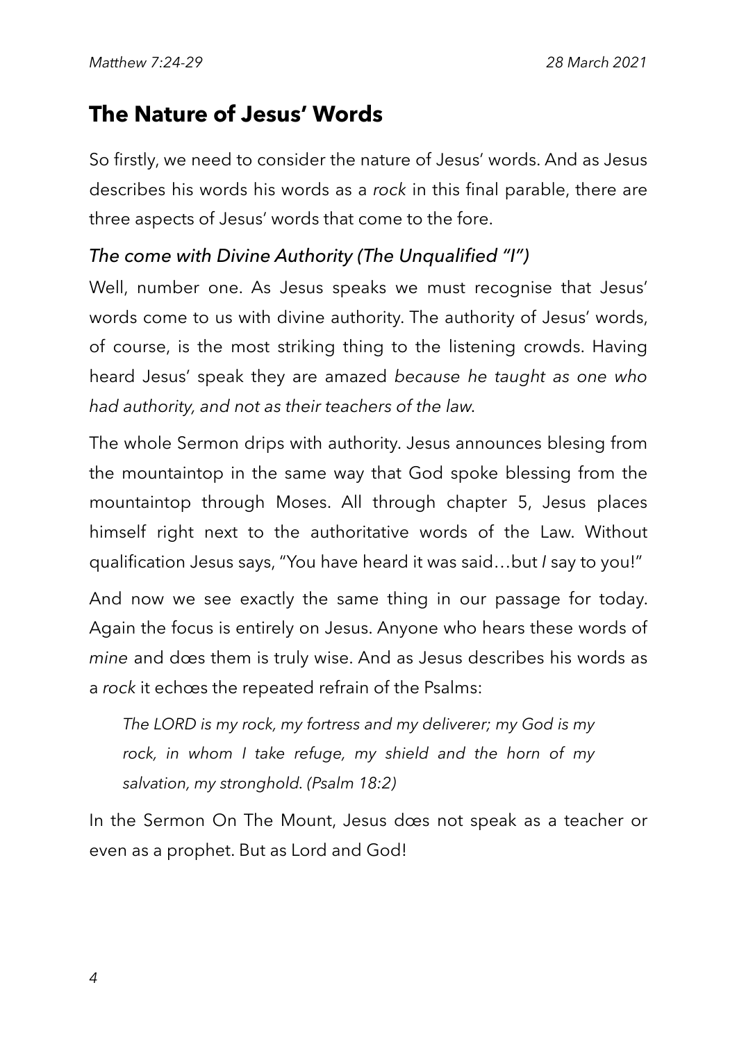## The Nature of Jesus' Words

So firstly, we need to consider the nature of Jesus' words. And as Jesus describes his words his words as a *rock* in this final parable, there are three aspects of Jesus' words that come to the fore.

### *The come with Divine Authority (The Unqualified "I")*

Well, number one. As Jesus speaks we must recognise that Jesus' words come to us with divine authority. The authority of Jesus' words, of course, is the most striking thing to the listening crowds. Having heard Jesus' speak they are amazed *because he taught as one who had authority, and not as their teachers of the law*.

The whole Sermon drips with authority. Jesus announces blesing from the mountaintop in the same way that God spoke blessing from the mountaintop through Moses. All through chapter 5, Jesus places himself right next to the authoritative words of the Law. Without qualification Jesus says, "You have heard it was said…but *I* say to you!"

And now we see exactly the same thing in our passage for today. Again the focus is entirely on Jesus. Anyone who hears these words of *mine* and dœs them is truly wise. And as Jesus describes his words as a *rock* it echœs the repeated refrain of the Psalms:

> *The LORD is my rock, my fortress and my deliverer; my God is my rock, in whom I take refuge, my shield and the horn of my salvation, my stronghold. (Psalm 18:2)*

In the Sermon On The Mount, Jesus dœs not speak as a teacher or even as a prophet. But as Lord and God!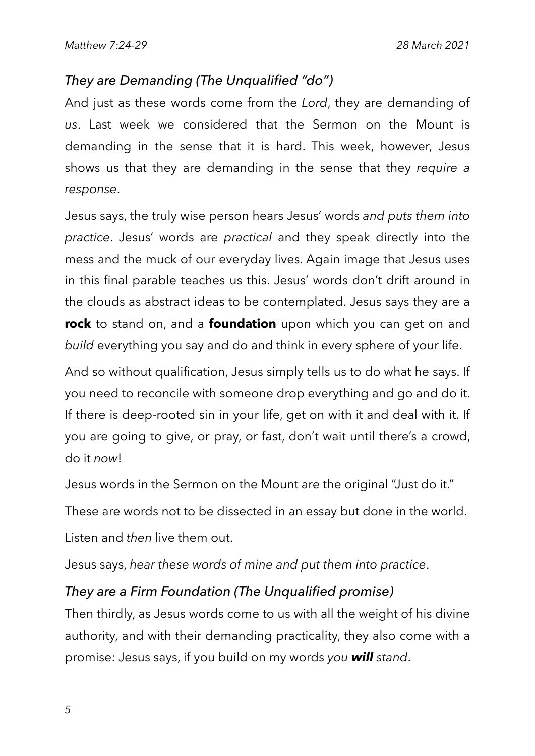### *They are Demanding (The Unqualified "do")*

And just as these words come from the *Lord*, they are demanding of *us*. Last week we considered that the Sermon on the Mount is demanding in the sense that it is hard. This week, however, Jesus shows us that they are demanding in the sense that they *require a response*.

Jesus says, the truly wise person hears Jesus' words *and puts them into practice*. Jesus' words are *practical* and they speak directly into the mess and the muck of our everyday lives. Again image that Jesus uses in this final parable teaches us this. Jesus' words don't drift around in the clouds as abstract ideas to be contemplated. Jesus says they are a **rock** to stand on, and a **foundation** upon which you can get on and *build* everything you say and do and think in every sphere of your life.

And so without qualification, Jesus simply tells us to do what he says. If you need to reconcile with someone drop everything and go and do it. If there is deep-rooted sin in your life, get on with it and deal with it. If you are going to give, or pray, or fast, don't wait until there's a crowd, do it *now*!

Jesus words in the Sermon on the Mount are the original "Just do it."

These are words not to be dissected in an essay but done in the world.

Listen and *then* live them out.

Jesus says, *hear these words of mine and put them into practice*.

### *They are a Firm Foundation (The Unqualified promise)*

Then thirdly, as Jesus words come to us with all the weight of his divine authority, and with their demanding practicality, they also come with a promise: Jesus says, if you build on my words *you* ***will*** *stand*.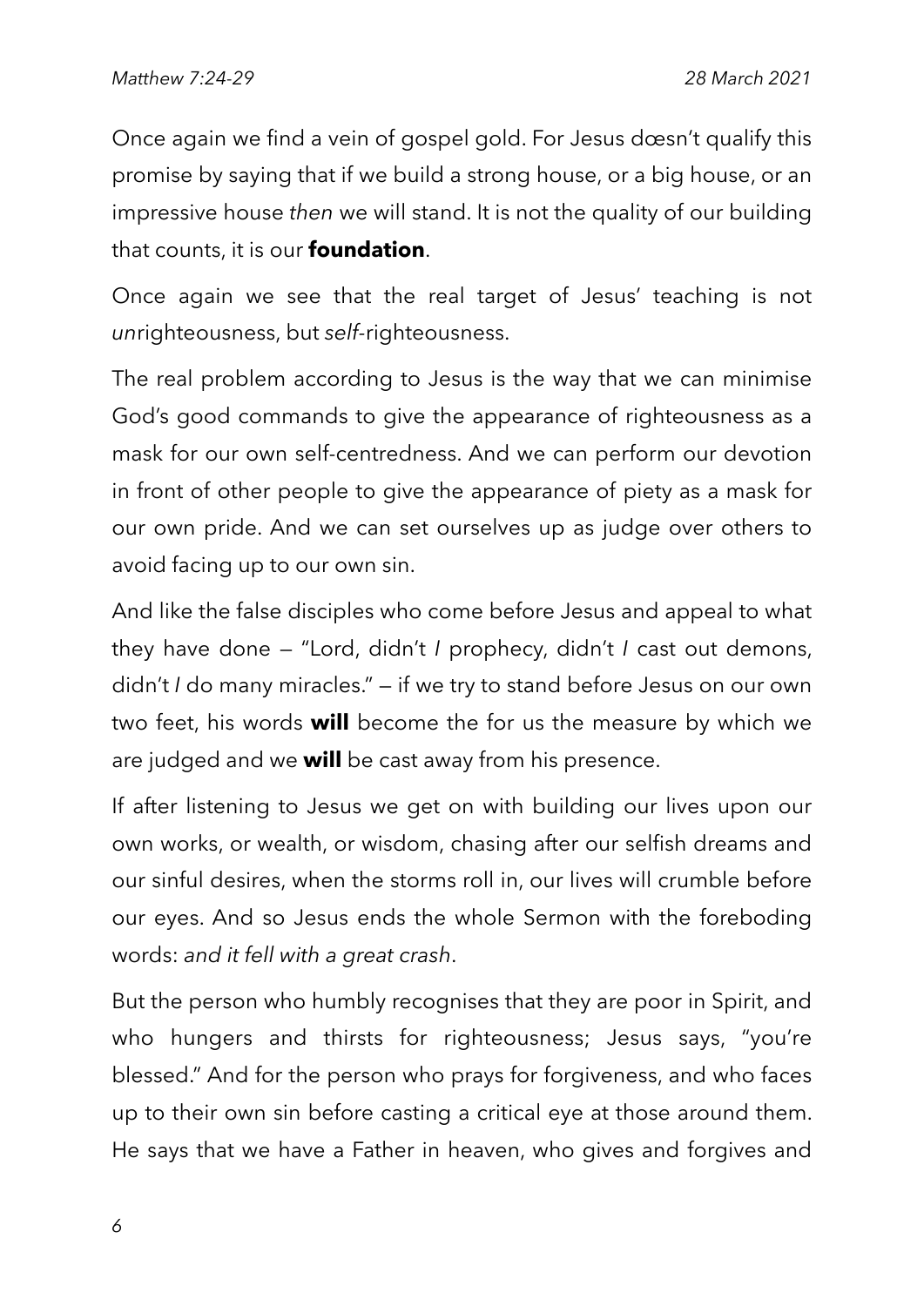Once again we find a vein of gospel gold. For Jesus dœsn't qualify this promise by saying that if we build a strong house, or a big house, or an impressive house *then* we will stand. It is not the quality of our building that counts, it is our **foundation**.

Once again we see that the real target of Jesus' teaching is not *un*righteousness, but *self*-righteousness.

The real problem according to Jesus is the way that we can minimise God's good commands to give the appearance of righteousness as a mask for our own self-centredness. And we can perform our devotion in front of other people to give the appearance of piety as a mask for our own pride. And we can set ourselves up as judge over others to avoid facing up to our own sin.

And like the false disciples who come before Jesus and appeal to what they have done — "Lord, didn't *I* prophecy, didn't *I* cast out demons, didn't *I* do many miracles." — if we try to stand before Jesus on our own two feet, his words **will** become the for us the measure by which we are judged and we **will** be cast away from his presence.

If after listening to Jesus we get on with building our lives upon our own works, or wealth, or wisdom, chasing after our selfish dreams and our sinful desires, when the storms roll in, our lives will crumble before our eyes. And so Jesus ends the whole Sermon with the foreboding words: *and it fell with a great crash*.

But the person who humbly recognises that they are poor in Spirit, and who hungers and thirsts for righteousness; Jesus says, "you're blessed." And for the person who prays for forgiveness, and who faces up to their own sin before casting a critical eye at those around them. He says that we have a Father in heaven, who gives and forgives and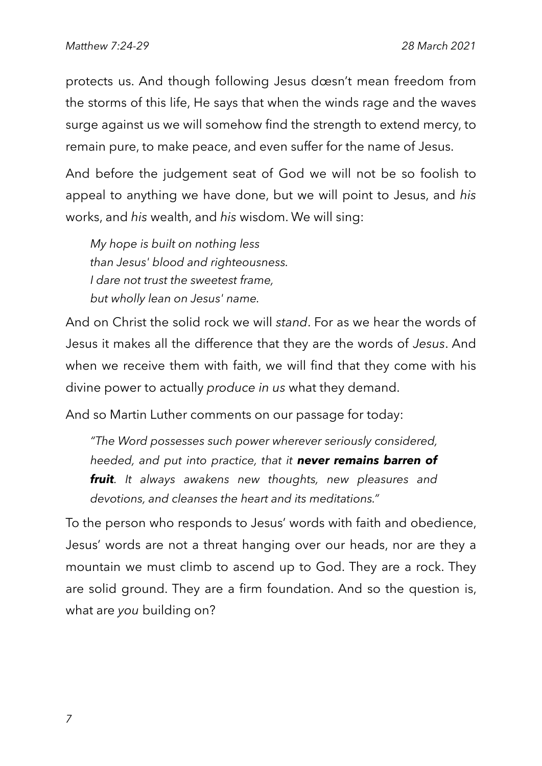protects us. And though following Jesus dœsn't mean freedom from the storms of this life, He says that when the winds rage and the waves surge against us we will somehow find the strength to extend mercy, to remain pure, to make peace, and even suffer for the name of Jesus.

And before the judgement seat of God we will not be so foolish to appeal to anything we have done, but we will point to Jesus, and *his* works, and *his* wealth, and *his* wisdom. We will sing:

> *My hope is built on nothing less*
> *than Jesus' blood and righteousness.*
> *I dare not trust the sweetest frame,*
> *but wholly lean on Jesus' name.*

And on Christ the solid rock we will *stand*. For as we hear the words of Jesus it makes all the difference that they are the words of *Jesus*. And when we receive them with faith, we will find that they come with his divine power to actually *produce in us* what they demand.

And so Martin Luther comments on our passage for today:

> *"The Word possesses such power wherever seriously considered, heeded, and put into practice, that it* ***never remains barren of fruit****. It always awakens new thoughts, new pleasures and devotions, and cleanses the heart and its meditations."*

To the person who responds to Jesus' words with faith and obedience, Jesus' words are not a threat hanging over our heads, nor are they a mountain we must climb to ascend up to God. They are a rock. They are solid ground. They are a firm foundation. And so the question is, what are *you* building on?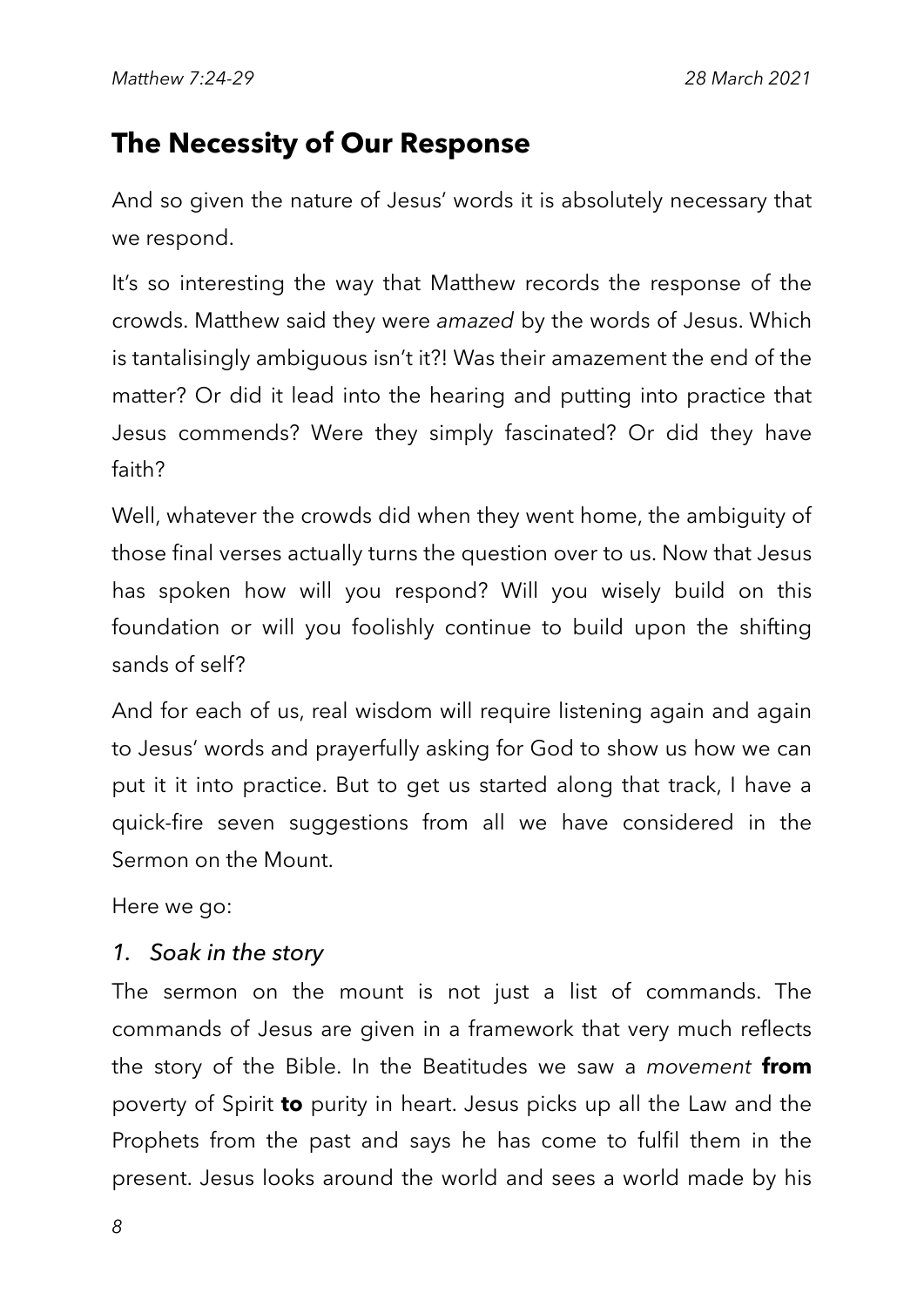## The Necessity of Our Response

And so given the nature of Jesus' words it is absolutely necessary that we respond.

It's so interesting the way that Matthew records the response of the crowds. Matthew said they were *amazed* by the words of Jesus. Which is tantalisingly ambiguous isn't it?! Was their amazement the end of the matter? Or did it lead into the hearing and putting into practice that Jesus commends? Were they simply fascinated? Or did they have faith?

Well, whatever the crowds did when they went home, the ambiguity of those final verses actually turns the question over to us. Now that Jesus has spoken how will you respond? Will you wisely build on this foundation or will you foolishly continue to build upon the shifting sands of self?

And for each of us, real wisdom will require listening again and again to Jesus' words and prayerfully asking for God to show us how we can put it it into practice. But to get us started along that track, I have a quick-fire seven suggestions from all we have considered in the Sermon on the Mount.

Here we go:

### *1. Soak in the story*

The sermon on the mount is not just a list of commands. The commands of Jesus are given in a framework that very much reflects the story of the Bible. In the Beatitudes we saw a *movement* **from** poverty of Spirit **to** purity in heart. Jesus picks up all the Law and the Prophets from the past and says he has come to fulfil them in the present. Jesus looks around the world and sees a world made by his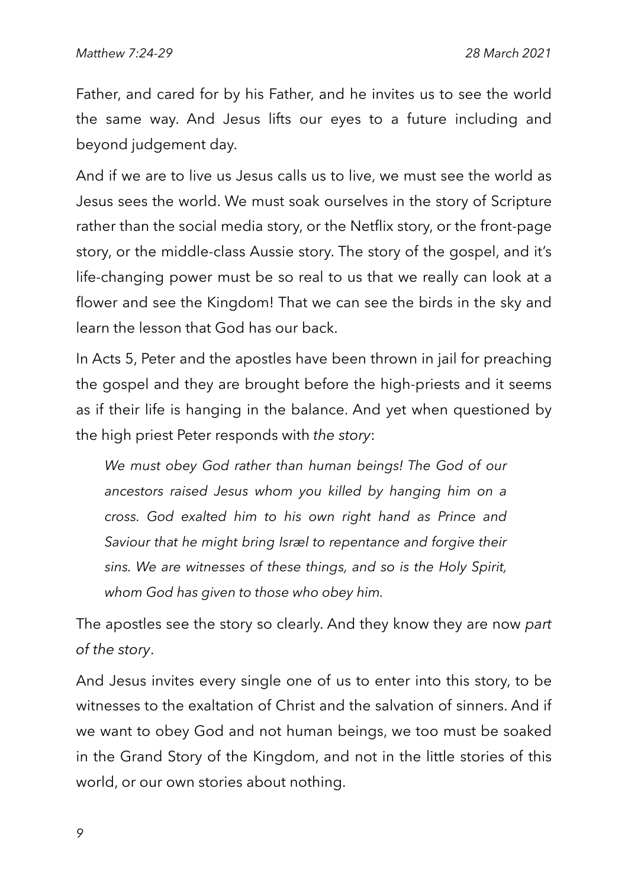Father, and cared for by his Father, and he invites us to see the world the same way. And Jesus lifts our eyes to a future including and beyond judgement day.

And if we are to live us Jesus calls us to live, we must see the world as Jesus sees the world. We must soak ourselves in the story of Scripture rather than the social media story, or the Netflix story, or the front-page story, or the middle-class Aussie story. The story of the gospel, and it's life-changing power must be so real to us that we really can look at a flower and see the Kingdom! That we can see the birds in the sky and learn the lesson that God has our back.

In Acts 5, Peter and the apostles have been thrown in jail for preaching the gospel and they are brought before the high-priests and it seems as if their life is hanging in the balance. And yet when questioned by the high priest Peter responds with *the story*:

> *We must obey God rather than human beings! The God of our ancestors raised Jesus whom you killed by hanging him on a cross. God exalted him to his own right hand as Prince and Saviour that he might bring Isræl to repentance and forgive their sins. We are witnesses of these things, and so is the Holy Spirit, whom God has given to those who obey him.*

The apostles see the story so clearly. And they know they are now *part of the story*.

And Jesus invites every single one of us to enter into this story, to be witnesses to the exaltation of Christ and the salvation of sinners. And if we want to obey God and not human beings, we too must be soaked in the Grand Story of the Kingdom, and not in the little stories of this world, or our own stories about nothing.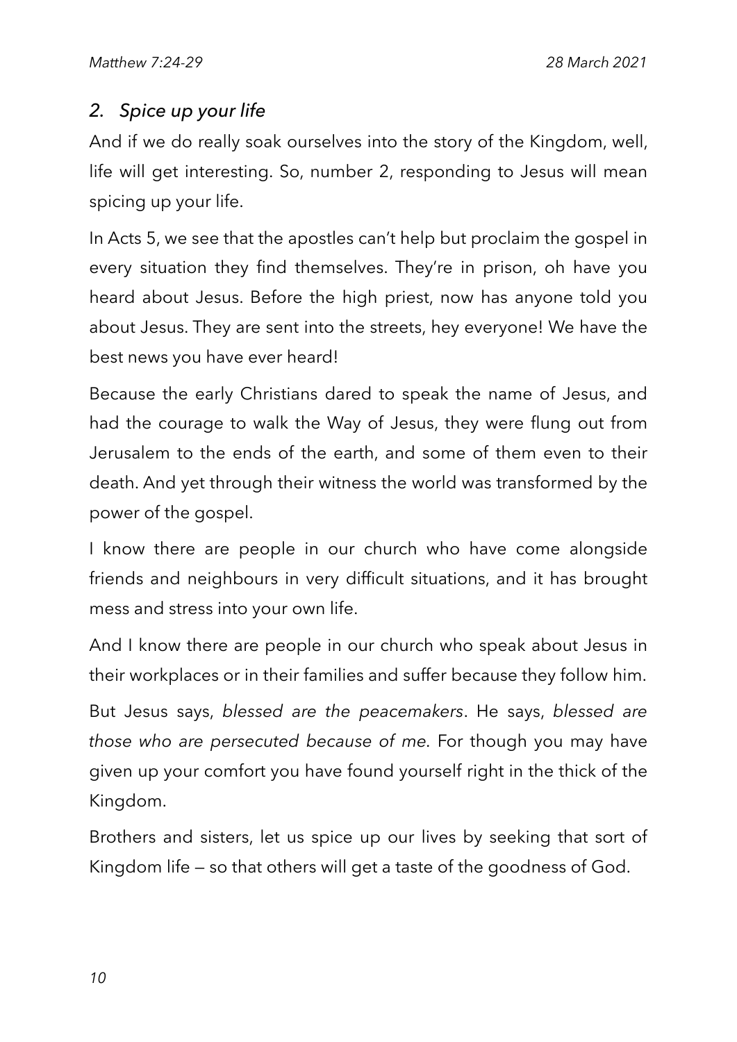## *2. Spice up your life*

And if we do really soak ourselves into the story of the Kingdom, well, life will get interesting. So, number 2, responding to Jesus will mean spicing up your life.

In Acts 5, we see that the apostles can't help but proclaim the gospel in every situation they find themselves. They're in prison, oh have you heard about Jesus. Before the high priest, now has anyone told you about Jesus. They are sent into the streets, hey everyone! We have the best news you have ever heard!

Because the early Christians dared to speak the name of Jesus, and had the courage to walk the Way of Jesus, they were flung out from Jerusalem to the ends of the earth, and some of them even to their death. And yet through their witness the world was transformed by the power of the gospel.

I know there are people in our church who have come alongside friends and neighbours in very difficult situations, and it has brought mess and stress into your own life.

And I know there are people in our church who speak about Jesus in their workplaces or in their families and suffer because they follow him.

But Jesus says, *blessed are the peacemakers*. He says, *blessed are those who are persecuted because of me*. For though you may have given up your comfort you have found yourself right in the thick of the Kingdom.

Brothers and sisters, let us spice up our lives by seeking that sort of Kingdom life — so that others will get a taste of the goodness of God.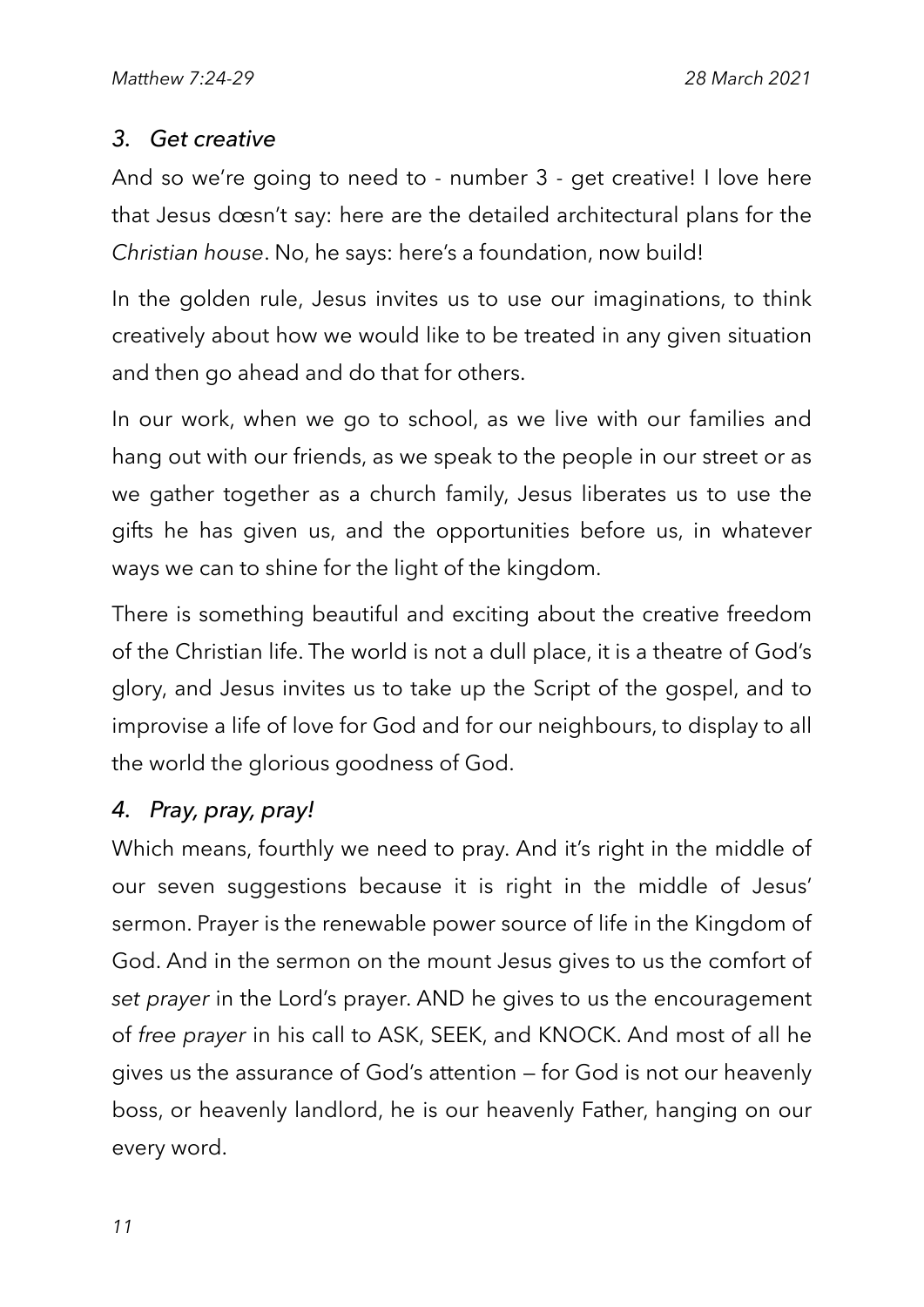### *3. Get creative*

And so we're going to need to - number 3 - get creative! I love here that Jesus dœsn't say: here are the detailed architectural plans for the *Christian house*. No, he says: here's a foundation, now build!

In the golden rule, Jesus invites us to use our imaginations, to think creatively about how we would like to be treated in any given situation and then go ahead and do that for others.

In our work, when we go to school, as we live with our families and hang out with our friends, as we speak to the people in our street or as we gather together as a church family, Jesus liberates us to use the gifts he has given us, and the opportunities before us, in whatever ways we can to shine for the light of the kingdom.

There is something beautiful and exciting about the creative freedom of the Christian life. The world is not a dull place, it is a theatre of God's glory, and Jesus invites us to take up the Script of the gospel, and to improvise a life of love for God and for our neighbours, to display to all the world the glorious goodness of God.

### *4. Pray, pray, pray!*

Which means, fourthly we need to pray. And it's right in the middle of our seven suggestions because it is right in the middle of Jesus' sermon. Prayer is the renewable power source of life in the Kingdom of God. And in the sermon on the mount Jesus gives to us the comfort of *set prayer* in the Lord's prayer. AND he gives to us the encouragement of *free prayer* in his call to ASK, SEEK, and KNOCK. And most of all he gives us the assurance of God's attention — for God is not our heavenly boss, or heavenly landlord, he is our heavenly Father, hanging on our every word.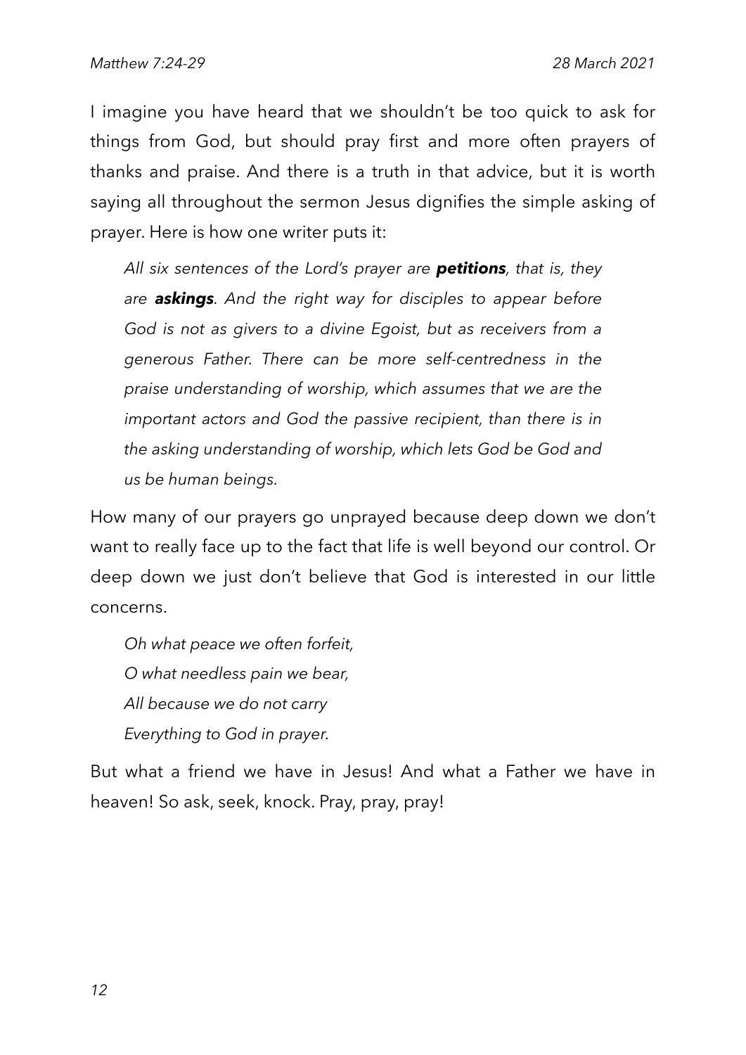I imagine you have heard that we shouldn't be too quick to ask for things from God, but should pray first and more often prayers of thanks and praise. And there is a truth in that advice, but it is worth saying all throughout the sermon Jesus dignifies the simple asking of prayer. Here is how one writer puts it:

> *All six sentences of the Lord's prayer are* ***petitions****, that is, they are* ***askings****. And the right way for disciples to appear before God is not as givers to a divine Egoist, but as receivers from a generous Father. There can be more self-centredness in the praise understanding of worship, which assumes that we are the important actors and God the passive recipient, than there is in the asking understanding of worship, which lets God be God and us be human beings.*

How many of our prayers go unprayed because deep down we don't want to really face up to the fact that life is well beyond our control. Or deep down we just don't believe that God is interested in our little concerns.

> *Oh what peace we often forfeit,*
> *O what needless pain we bear,*
> *All because we do not carry*
> *Everything to God in prayer.*

But what a friend we have in Jesus! And what a Father we have in heaven! So ask, seek, knock. Pray, pray, pray!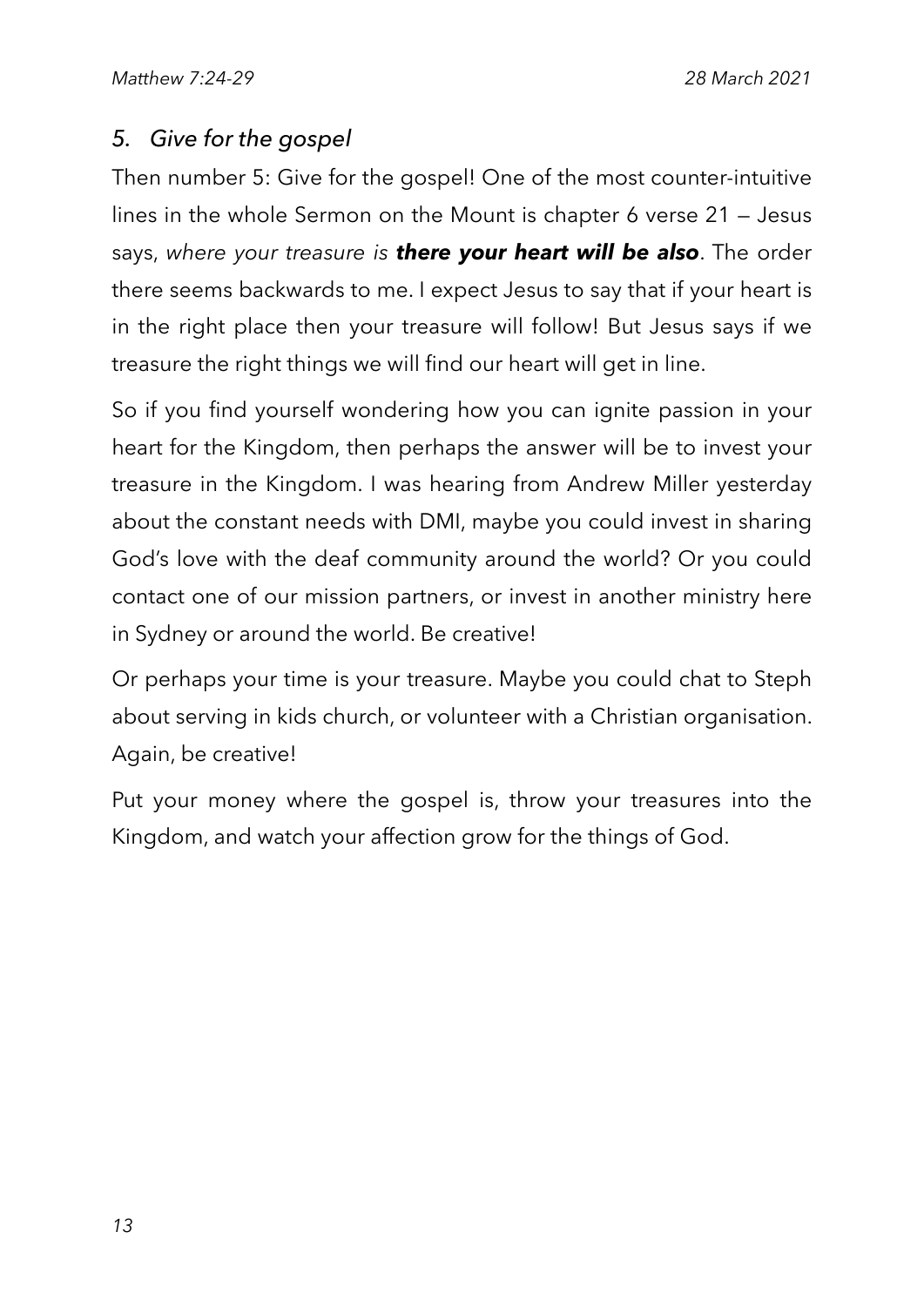## *5. Give for the gospel*

Then number 5: Give for the gospel! One of the most counter-intuitive lines in the whole Sermon on the Mount is chapter 6 verse 21 — Jesus says, *where your treasure is* ***there your heart will be also***. The order there seems backwards to me. I expect Jesus to say that if your heart is in the right place then your treasure will follow! But Jesus says if we treasure the right things we will find our heart will get in line.

So if you find yourself wondering how you can ignite passion in your heart for the Kingdom, then perhaps the answer will be to invest your treasure in the Kingdom. I was hearing from Andrew Miller yesterday about the constant needs with DMI, maybe you could invest in sharing God's love with the deaf community around the world? Or you could contact one of our mission partners, or invest in another ministry here in Sydney or around the world. Be creative!

Or perhaps your time is your treasure. Maybe you could chat to Steph about serving in kids church, or volunteer with a Christian organisation. Again, be creative!

Put your money where the gospel is, throw your treasures into the Kingdom, and watch your affection grow for the things of God.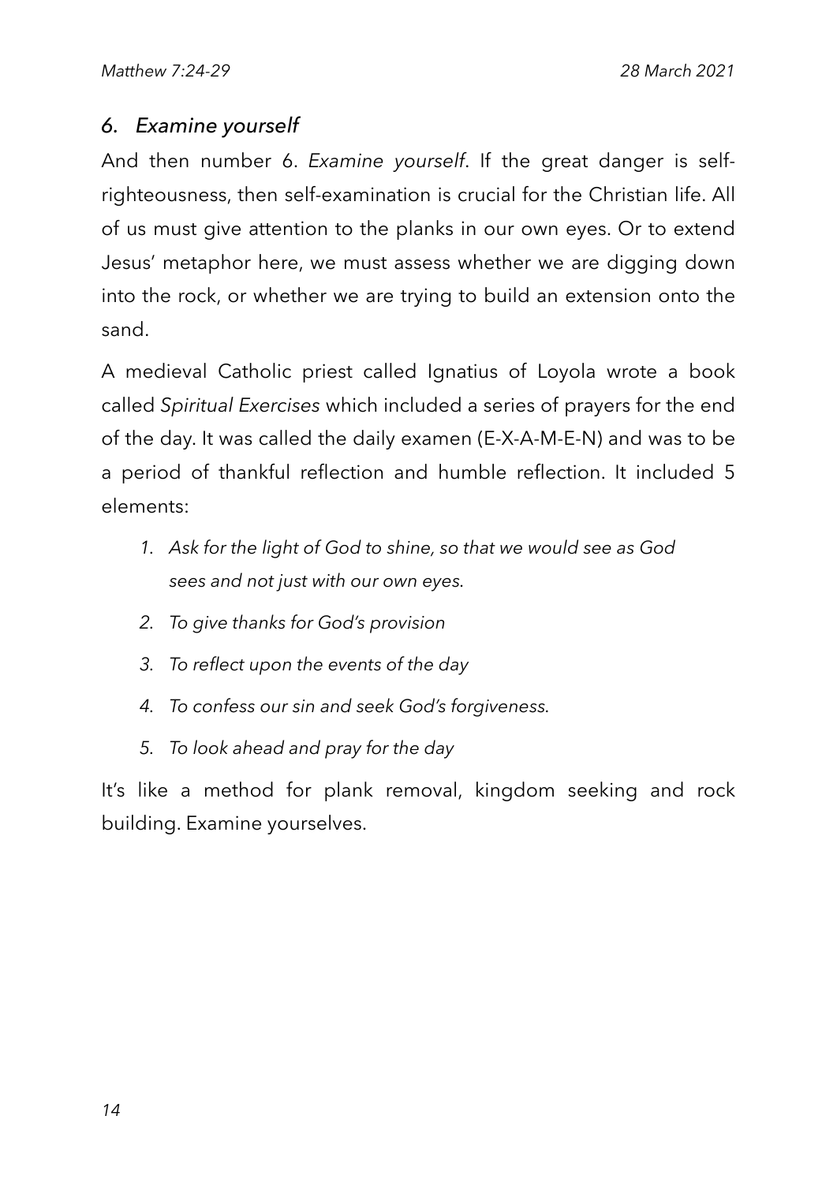## *6. Examine yourself*

And then number 6. *Examine yourself*. If the great danger is self-righteousness, then self-examination is crucial for the Christian life. All of us must give attention to the planks in our own eyes. Or to extend Jesus' metaphor here, we must assess whether we are digging down into the rock, or whether we are trying to build an extension onto the sand.

A medieval Catholic priest called Ignatius of Loyola wrote a book called *Spiritual Exercises* which included a series of prayers for the end of the day. It was called the daily examen (E-X-A-M-E-N) and was to be a period of thankful reflection and humble reflection. It included 5 elements:

1. *Ask for the light of God to shine, so that we would see as God sees and not just with our own eyes.*
2. *To give thanks for God's provision*
3. *To reflect upon the events of the day*
4. *To confess our sin and seek God's forgiveness.*
5. *To look ahead and pray for the day*

It's like a method for plank removal, kingdom seeking and rock building. Examine yourselves.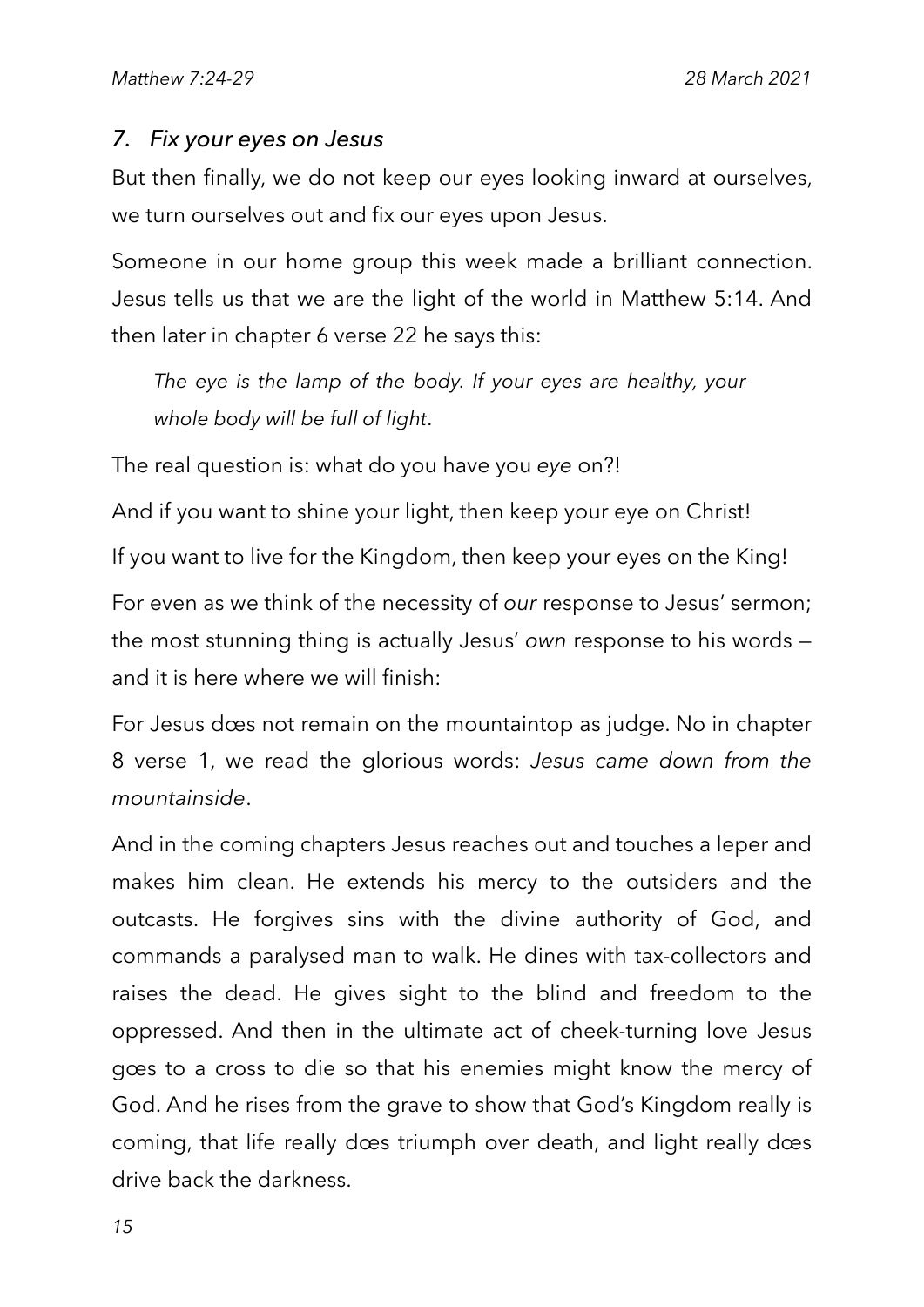### *7. Fix your eyes on Jesus*

But then finally, we do not keep our eyes looking inward at ourselves, we turn ourselves out and fix our eyes upon Jesus.

Someone in our home group this week made a brilliant connection. Jesus tells us that we are the light of the world in Matthew 5:14. And then later in chapter 6 verse 22 he says this:

> *The eye is the lamp of the body. If your eyes are healthy, your whole body will be full of light*.

The real question is: what do you have you *eye* on?!

And if you want to shine your light, then keep your eye on Christ!

If you want to live for the Kingdom, then keep your eyes on the King!

For even as we think of the necessity of *our* response to Jesus' sermon; the most stunning thing is actually Jesus' *own* response to his words — and it is here where we will finish:

For Jesus dœs not remain on the mountaintop as judge. No in chapter 8 verse 1, we read the glorious words: *Jesus came down from the mountainside*.

And in the coming chapters Jesus reaches out and touches a leper and makes him clean. He extends his mercy to the outsiders and the outcasts. He forgives sins with the divine authority of God, and commands a paralysed man to walk. He dines with tax-collectors and raises the dead. He gives sight to the blind and freedom to the oppressed. And then in the ultimate act of cheek-turning love Jesus gœs to a cross to die so that his enemies might know the mercy of God. And he rises from the grave to show that God's Kingdom really is coming, that life really dœs triumph over death, and light really dœs drive back the darkness.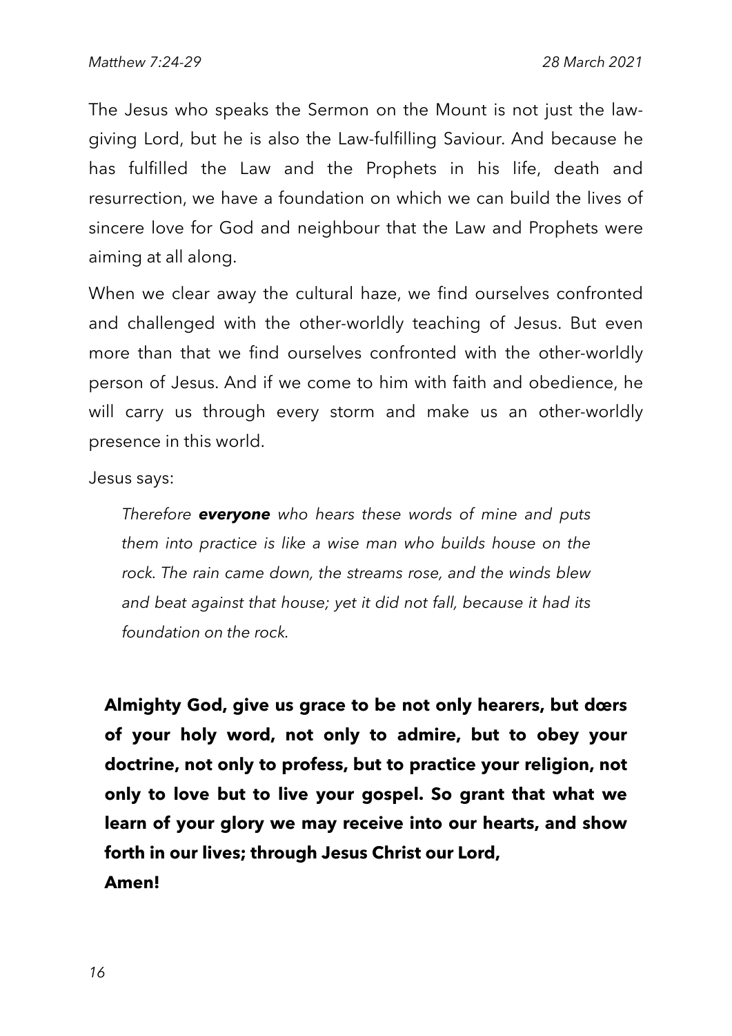The Jesus who speaks the Sermon on the Mount is not just the law-giving Lord, but he is also the Law-fulfilling Saviour. And because he has fulfilled the Law and the Prophets in his life, death and resurrection, we have a foundation on which we can build the lives of sincere love for God and neighbour that the Law and Prophets were aiming at all along.

When we clear away the cultural haze, we find ourselves confronted and challenged with the other-worldly teaching of Jesus. But even more than that we find ourselves confronted with the other-worldly person of Jesus. And if we come to him with faith and obedience, he will carry us through every storm and make us an other-worldly presence in this world.

Jesus says:

> *Therefore* ***everyone*** *who hears these words of mine and puts them into practice is like a wise man who builds house on the rock. The rain came down, the streams rose, and the winds blew and beat against that house; yet it did not fall, because it had its foundation on the rock.*

**Almighty God, give us grace to be not only hearers, but dœrs of your holy word, not only to admire, but to obey your doctrine, not only to profess, but to practice your religion, not only to love but to live your gospel. So grant that what we learn of your glory we may receive into our hearts, and show forth in our lives; through Jesus Christ our Lord,**
**Amen!**